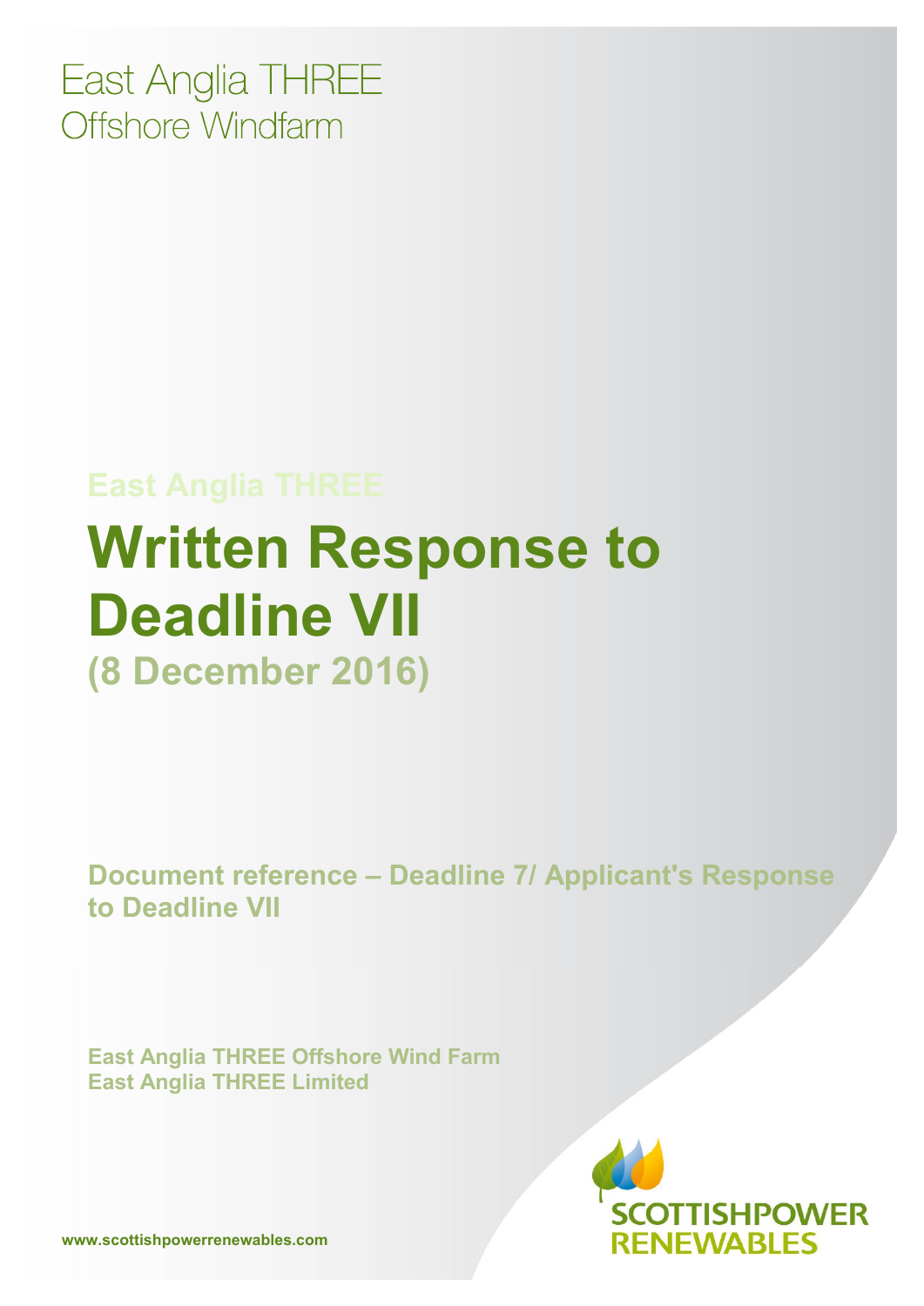East Anglia THREE
Offshore Windfarm

East Anglia THREE

# Written Response to Deadline VII

**(8 December 2016)**

**Document reference – Deadline 7/ Applicant's Response to Deadline VII**

**East Anglia THREE Offshore Wind Farm**
**East Anglia THREE Limited**

SCOTTISHPOWER RENEWABLES

www.scottishpowerrenewables.com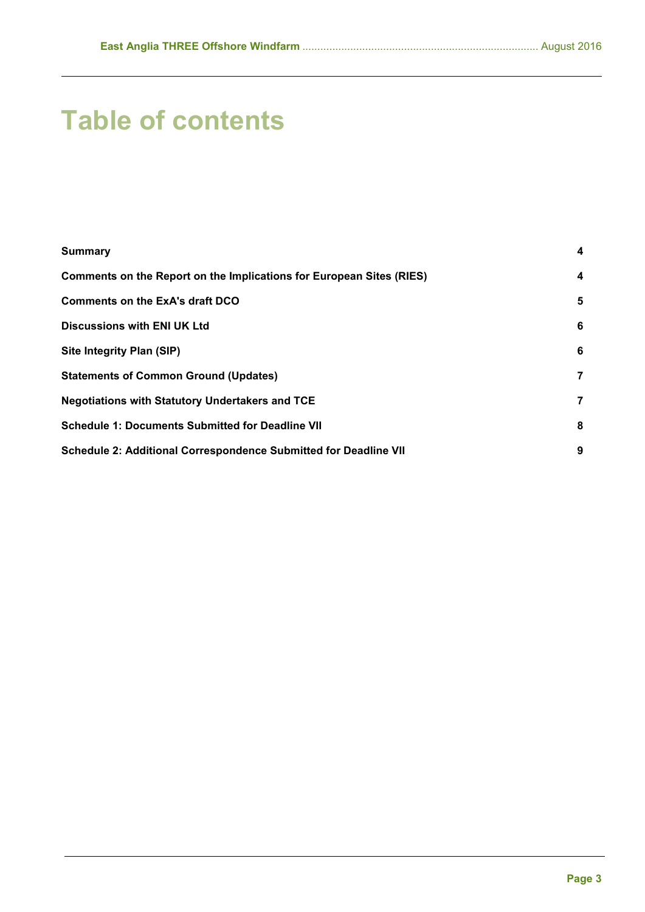# Table of contents

| | |
|---|---|
| **Summary** | **4** |
| **Comments on the Report on the Implications for European Sites (RIES)** | **4** |
| **Comments on the ExA's draft DCO** | **5** |
| **Discussions with ENI UK Ltd** | **6** |
| **Site Integrity Plan (SIP)** | **6** |
| **Statements of Common Ground (Updates)** | **7** |
| **Negotiations with Statutory Undertakers and TCE** | **7** |
| **Schedule 1: Documents Submitted for Deadline VII** | **8** |
| **Schedule 2: Additional Correspondence Submitted for Deadline VII** | **9** |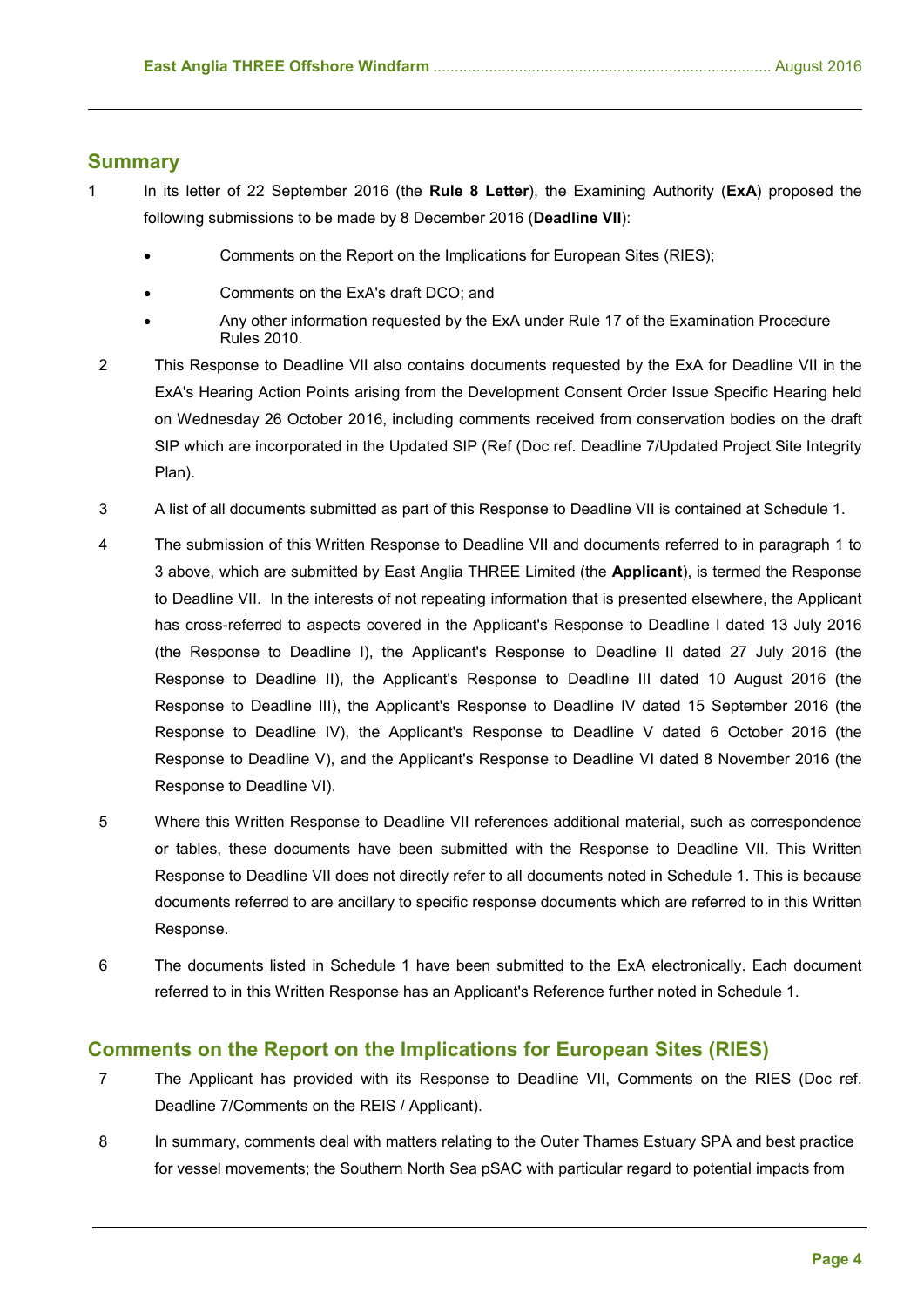## Summary

1 In its letter of 22 September 2016 (the **Rule 8 Letter**), the Examining Authority (**ExA**) proposed the following submissions to be made by 8 December 2016 (**Deadline VII**):

- Comments on the Report on the Implications for European Sites (RIES);
- Comments on the ExA's draft DCO; and
- Any other information requested by the ExA under Rule 17 of the Examination Procedure Rules 2010.

2 This Response to Deadline VII also contains documents requested by the ExA for Deadline VII in the ExA's Hearing Action Points arising from the Development Consent Order Issue Specific Hearing held on Wednesday 26 October 2016, including comments received from conservation bodies on the draft SIP which are incorporated in the Updated SIP (Ref (Doc ref. Deadline 7/Updated Project Site Integrity Plan).

3 A list of all documents submitted as part of this Response to Deadline VII is contained at Schedule 1.

4 The submission of this Written Response to Deadline VII and documents referred to in paragraph 1 to 3 above, which are submitted by East Anglia THREE Limited (the **Applicant**), is termed the Response to Deadline VII. In the interests of not repeating information that is presented elsewhere, the Applicant has cross-referred to aspects covered in the Applicant's Response to Deadline I dated 13 July 2016 (the Response to Deadline I), the Applicant's Response to Deadline II dated 27 July 2016 (the Response to Deadline II), the Applicant's Response to Deadline III dated 10 August 2016 (the Response to Deadline III), the Applicant's Response to Deadline IV dated 15 September 2016 (the Response to Deadline IV), the Applicant's Response to Deadline V dated 6 October 2016 (the Response to Deadline V), and the Applicant's Response to Deadline VI dated 8 November 2016 (the Response to Deadline VI).

5 Where this Written Response to Deadline VII references additional material, such as correspondence or tables, these documents have been submitted with the Response to Deadline VII. This Written Response to Deadline VII does not directly refer to all documents noted in Schedule 1. This is because documents referred to are ancillary to specific response documents which are referred to in this Written Response.

6 The documents listed in Schedule 1 have been submitted to the ExA electronically. Each document referred to in this Written Response has an Applicant's Reference further noted in Schedule 1.

## Comments on the Report on the Implications for European Sites (RIES)

7 The Applicant has provided with its Response to Deadline VII, Comments on the RIES (Doc ref. Deadline 7/Comments on the REIS / Applicant).

8 In summary, comments deal with matters relating to the Outer Thames Estuary SPA and best practice for vessel movements; the Southern North Sea pSAC with particular regard to potential impacts from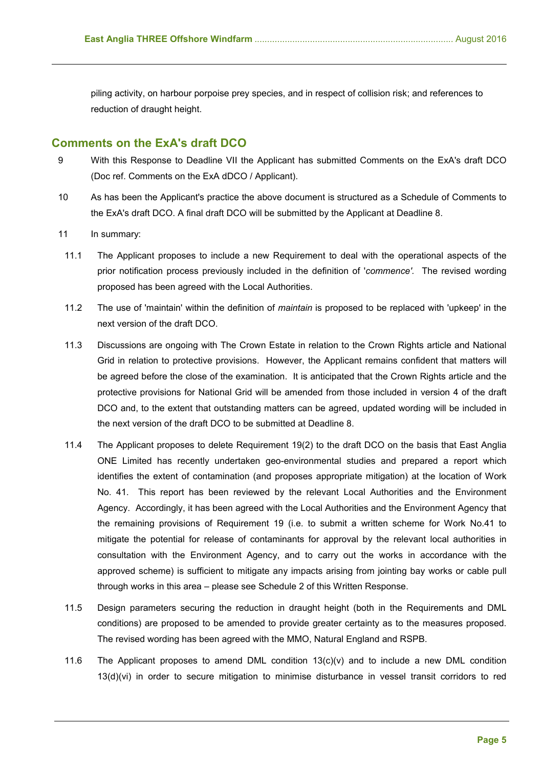piling activity, on harbour porpoise prey species, and in respect of collision risk; and references to reduction of draught height.

## Comments on the ExA's draft DCO

9 With this Response to Deadline VII the Applicant has submitted Comments on the ExA's draft DCO (Doc ref. Comments on the ExA dDCO / Applicant).

10 As has been the Applicant's practice the above document is structured as a Schedule of Comments to the ExA's draft DCO. A final draft DCO will be submitted by the Applicant at Deadline 8.

11 In summary:

11.1 The Applicant proposes to include a new Requirement to deal with the operational aspects of the prior notification process previously included in the definition of '*commence'*. The revised wording proposed has been agreed with the Local Authorities.

11.2 The use of 'maintain' within the definition of *maintain* is proposed to be replaced with 'upkeep' in the next version of the draft DCO.

11.3 Discussions are ongoing with The Crown Estate in relation to the Crown Rights article and National Grid in relation to protective provisions. However, the Applicant remains confident that matters will be agreed before the close of the examination. It is anticipated that the Crown Rights article and the protective provisions for National Grid will be amended from those included in version 4 of the draft DCO and, to the extent that outstanding matters can be agreed, updated wording will be included in the next version of the draft DCO to be submitted at Deadline 8.

11.4 The Applicant proposes to delete Requirement 19(2) to the draft DCO on the basis that East Anglia ONE Limited has recently undertaken geo-environmental studies and prepared a report which identifies the extent of contamination (and proposes appropriate mitigation) at the location of Work No. 41. This report has been reviewed by the relevant Local Authorities and the Environment Agency. Accordingly, it has been agreed with the Local Authorities and the Environment Agency that the remaining provisions of Requirement 19 (i.e. to submit a written scheme for Work No.41 to mitigate the potential for release of contaminants for approval by the relevant local authorities in consultation with the Environment Agency, and to carry out the works in accordance with the approved scheme) is sufficient to mitigate any impacts arising from jointing bay works or cable pull through works in this area – please see Schedule 2 of this Written Response.

11.5 Design parameters securing the reduction in draught height (both in the Requirements and DML conditions) are proposed to be amended to provide greater certainty as to the measures proposed. The revised wording has been agreed with the MMO, Natural England and RSPB.

11.6 The Applicant proposes to amend DML condition 13(c)(v) and to include a new DML condition 13(d)(vi) in order to secure mitigation to minimise disturbance in vessel transit corridors to red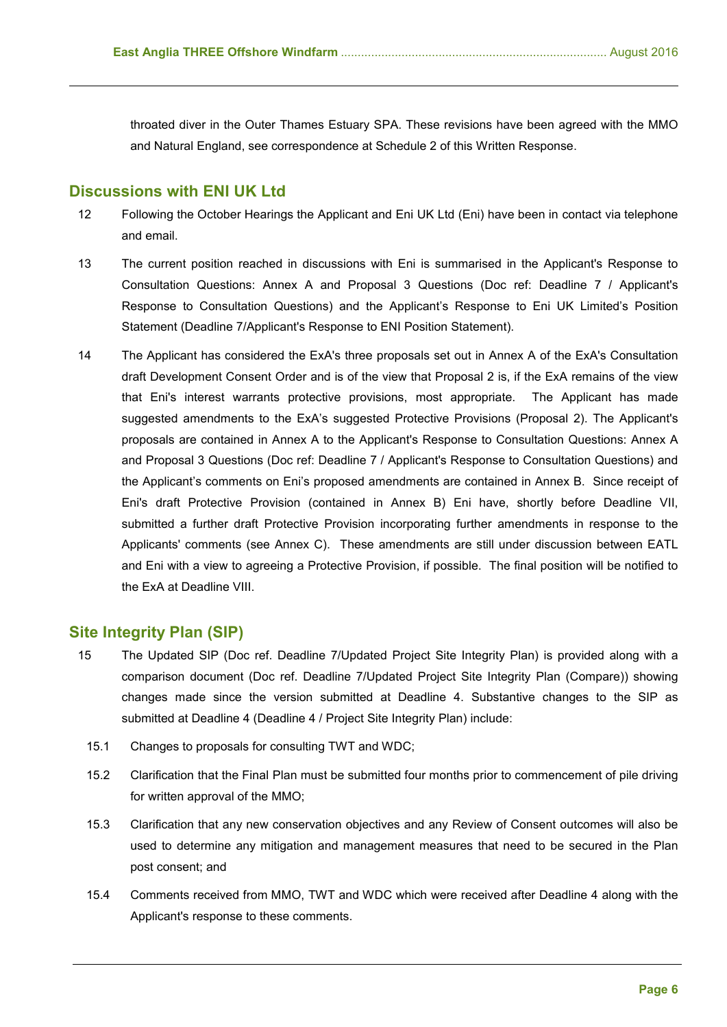throated diver in the Outer Thames Estuary SPA. These revisions have been agreed with the MMO and Natural England, see correspondence at Schedule 2 of this Written Response.

## Discussions with ENI UK Ltd

12 Following the October Hearings the Applicant and Eni UK Ltd (Eni) have been in contact via telephone and email.

13 The current position reached in discussions with Eni is summarised in the Applicant's Response to Consultation Questions: Annex A and Proposal 3 Questions (Doc ref: Deadline 7 / Applicant's Response to Consultation Questions) and the Applicant's Response to Eni UK Limited's Position Statement (Deadline 7/Applicant's Response to ENI Position Statement).

14 The Applicant has considered the ExA's three proposals set out in Annex A of the ExA's Consultation draft Development Consent Order and is of the view that Proposal 2 is, if the ExA remains of the view that Eni's interest warrants protective provisions, most appropriate. The Applicant has made suggested amendments to the ExA's suggested Protective Provisions (Proposal 2). The Applicant's proposals are contained in Annex A to the Applicant's Response to Consultation Questions: Annex A and Proposal 3 Questions (Doc ref: Deadline 7 / Applicant's Response to Consultation Questions) and the Applicant's comments on Eni's proposed amendments are contained in Annex B. Since receipt of Eni's draft Protective Provision (contained in Annex B) Eni have, shortly before Deadline VII, submitted a further draft Protective Provision incorporating further amendments in response to the Applicants' comments (see Annex C). These amendments are still under discussion between EATL and Eni with a view to agreeing a Protective Provision, if possible. The final position will be notified to the ExA at Deadline VIII.

## Site Integrity Plan (SIP)

15 The Updated SIP (Doc ref. Deadline 7/Updated Project Site Integrity Plan) is provided along with a comparison document (Doc ref. Deadline 7/Updated Project Site Integrity Plan (Compare)) showing changes made since the version submitted at Deadline 4. Substantive changes to the SIP as submitted at Deadline 4 (Deadline 4 / Project Site Integrity Plan) include:

15.1 Changes to proposals for consulting TWT and WDC;

15.2 Clarification that the Final Plan must be submitted four months prior to commencement of pile driving for written approval of the MMO;

15.3 Clarification that any new conservation objectives and any Review of Consent outcomes will also be used to determine any mitigation and management measures that need to be secured in the Plan post consent; and

15.4 Comments received from MMO, TWT and WDC which were received after Deadline 4 along with the Applicant's response to these comments.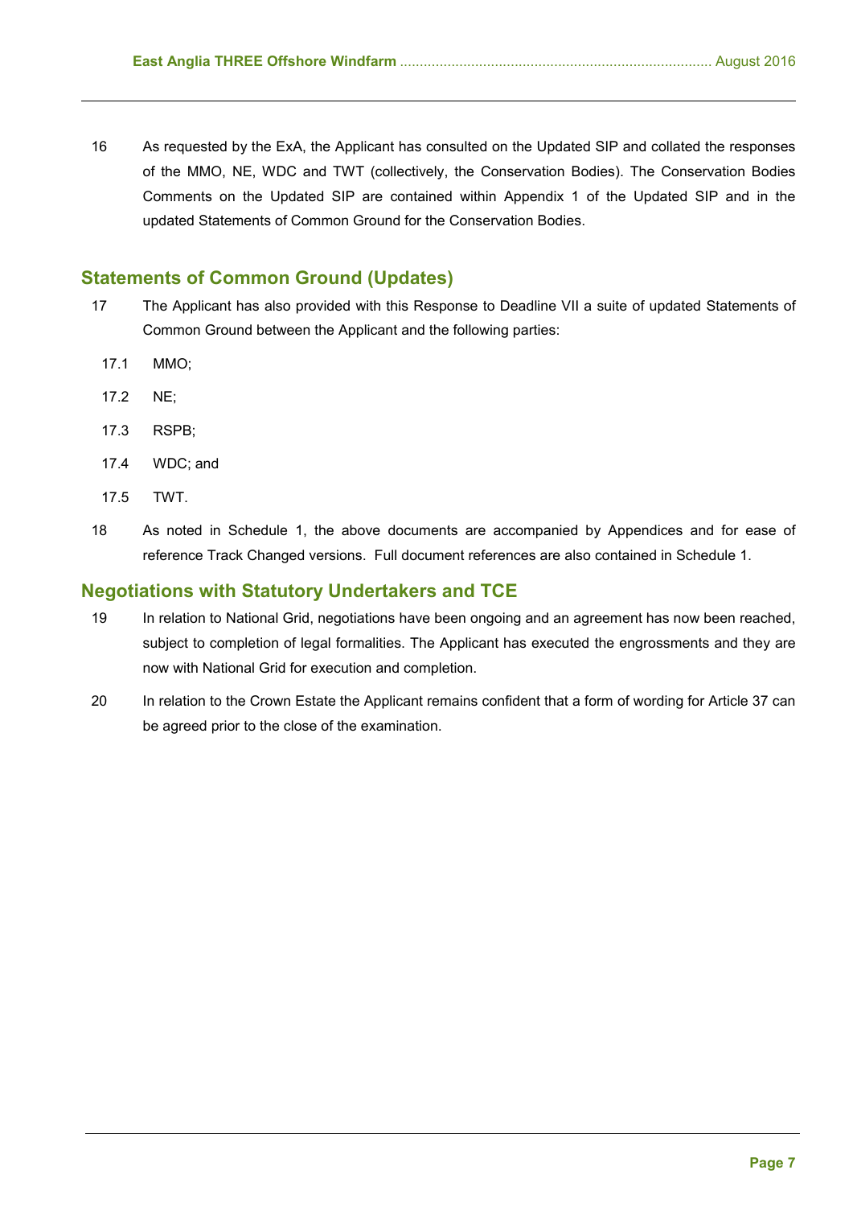16 As requested by the ExA, the Applicant has consulted on the Updated SIP and collated the responses of the MMO, NE, WDC and TWT (collectively, the Conservation Bodies). The Conservation Bodies Comments on the Updated SIP are contained within Appendix 1 of the Updated SIP and in the updated Statements of Common Ground for the Conservation Bodies.

## Statements of Common Ground (Updates)

17 The Applicant has also provided with this Response to Deadline VII a suite of updated Statements of Common Ground between the Applicant and the following parties:

17.1 MMO;

17.2 NE;

17.3 RSPB;

17.4 WDC; and

17.5 TWT.

18 As noted in Schedule 1, the above documents are accompanied by Appendices and for ease of reference Track Changed versions. Full document references are also contained in Schedule 1.

## Negotiations with Statutory Undertakers and TCE

19 In relation to National Grid, negotiations have been ongoing and an agreement has now been reached, subject to completion of legal formalities. The Applicant has executed the engrossments and they are now with National Grid for execution and completion.

20 In relation to the Crown Estate the Applicant remains confident that a form of wording for Article 37 can be agreed prior to the close of the examination.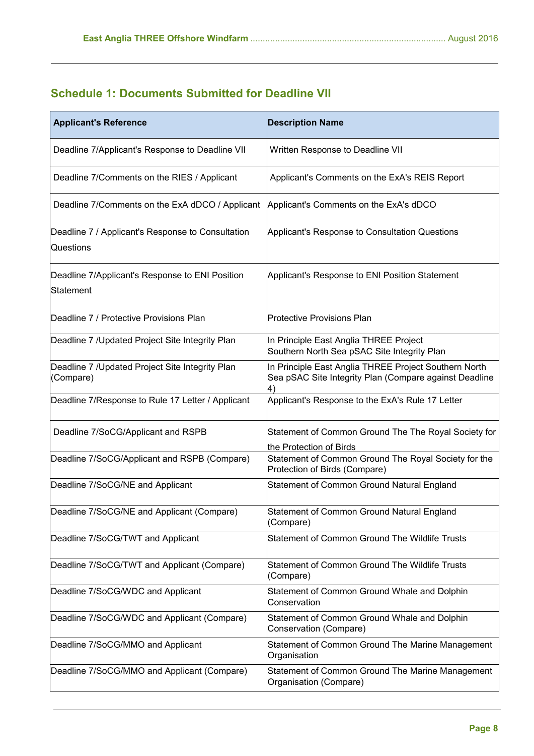## Schedule 1: Documents Submitted for Deadline VII

| Applicant's Reference | Description Name |
|---|---|
| Deadline 7/Applicant's Response to Deadline VII | Written Response to Deadline VII |
| Deadline 7/Comments on the RIES / Applicant | Applicant's Comments on the ExA's REIS Report |
| Deadline 7/Comments on the ExA dDCO / Applicant | Applicant's Comments on the ExA's dDCO |
| Deadline 7 / Applicant's Response to Consultation Questions | Applicant's Response to Consultation Questions |
| Deadline 7/Applicant's Response to ENI Position Statement | Applicant's Response to ENI Position Statement |
| Deadline 7 / Protective Provisions Plan | Protective Provisions Plan |
| Deadline 7 /Updated Project Site Integrity Plan | In Principle East Anglia THREE Project Southern North Sea pSAC Site Integrity Plan |
| Deadline 7 /Updated Project Site Integrity Plan (Compare) | In Principle East Anglia THREE Project Southern North Sea pSAC Site Integrity Plan (Compare against Deadline 4) |
| Deadline 7/Response to Rule 17 Letter / Applicant | Applicant's Response to the ExA's Rule 17 Letter |
| Deadline 7/SoCG/Applicant and RSPB | Statement of Common Ground The The Royal Society for the Protection of Birds |
| Deadline 7/SoCG/Applicant and RSPB (Compare) | Statement of Common Ground The Royal Society for the Protection of Birds (Compare) |
| Deadline 7/SoCG/NE and Applicant | Statement of Common Ground Natural England |
| Deadline 7/SoCG/NE and Applicant (Compare) | Statement of Common Ground Natural England (Compare) |
| Deadline 7/SoCG/TWT and Applicant | Statement of Common Ground The Wildlife Trusts |
| Deadline 7/SoCG/TWT and Applicant (Compare) | Statement of Common Ground The Wildlife Trusts (Compare) |
| Deadline 7/SoCG/WDC and Applicant | Statement of Common Ground Whale and Dolphin Conservation |
| Deadline 7/SoCG/WDC and Applicant (Compare) | Statement of Common Ground Whale and Dolphin Conservation (Compare) |
| Deadline 7/SoCG/MMO and Applicant | Statement of Common Ground The Marine Management Organisation |
| Deadline 7/SoCG/MMO and Applicant (Compare) | Statement of Common Ground The Marine Management Organisation (Compare) |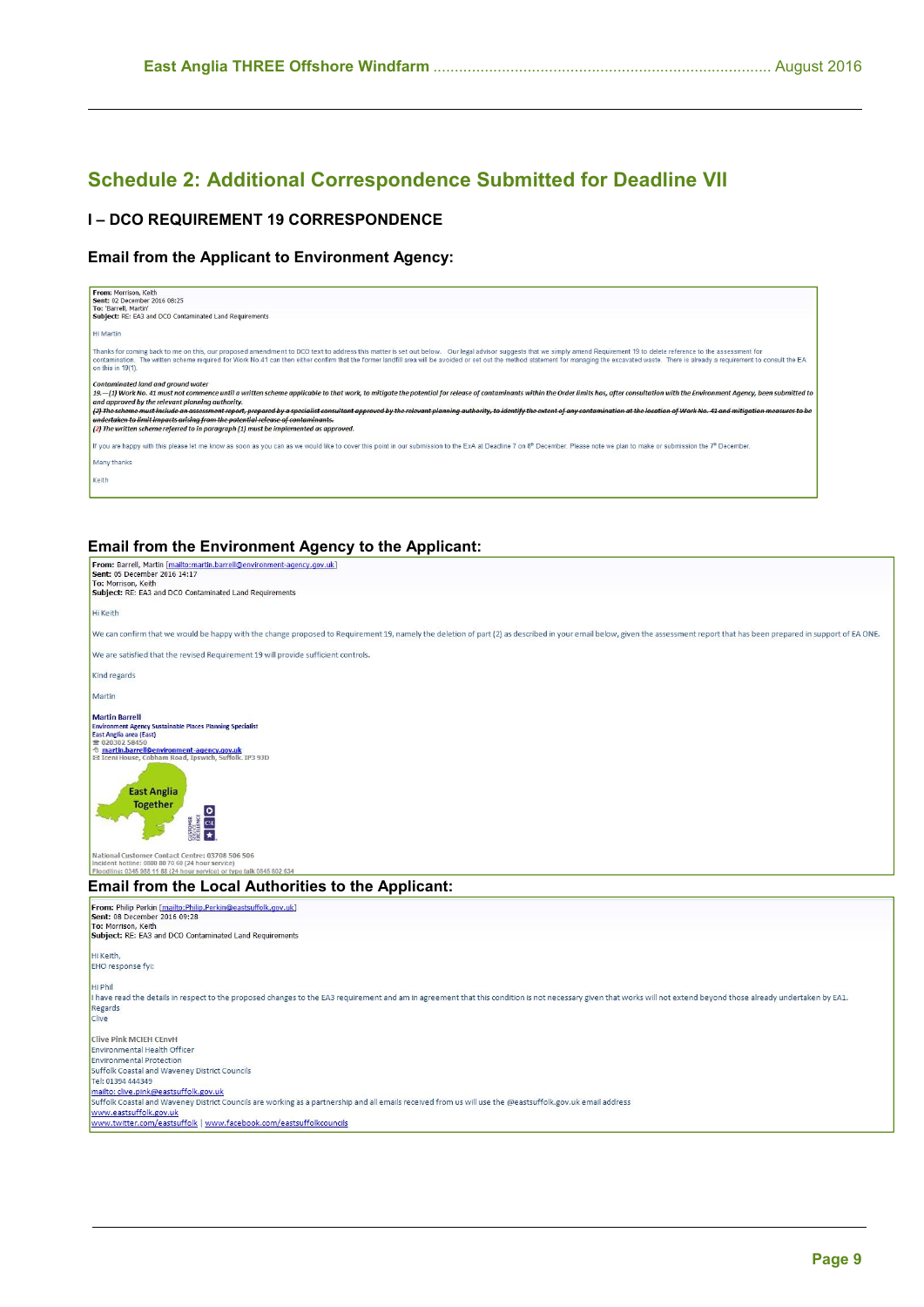## Schedule 2: Additional Correspondence Submitted for Deadline VII

### I – DCO REQUIREMENT 19 CORRESPONDENCE

#### Email from the Applicant to Environment Agency:

**From:** Morrison, Keith
**Sent:** 02 December 2016 08:25
**To:** 'Barrell, Martin'
**Subject:** RE: EA3 and DCO Contaminated Land Requirements

Hi Martin

Thanks for coming back to me on this, our proposed amendment to DCO text to address this matter is set out below. Our legal advisor suggests that we simply amend Requirement 19 to delete reference to the assessment for contamination. The written scheme required for Work No.41 can then either confirm that the former landfill area will be avoided or set out the method statement for managing the excavated waste. There is already a requirement to consult the EA on this in 19(1).

*Contaminated land and ground water*

*19.—(1) Work No. 41 must not commence until a written scheme applicable to that work, to mitigate the potential for release of contaminants within the Order limits has, after consultation with the Environment Agency, been submitted to and approved by the relevant planning authority.*

~~*(2) The scheme must include an assessment report, prepared by a specialist consultant approved by the relevant planning authority, to identify the extent of any contamination at the location of Work No. 41 and mitigation measures to be undertaken to limit impacts arising from the potential release of contaminants.*~~

*(2) The written scheme referred to in paragraph (1) must be implemented as approved.*

If you are happy with this please let me know as soon as you can as we would like to cover this point in our submission to the ExA at Deadline 7 on 8th December. Please note we plan to make or submission the 7th December.

Many thanks

Keith

#### Email from the Environment Agency to the Applicant:

**From:** Barrell, Martin [mailto:martin.barrell@environment-agency.gov.uk]
**Sent:** 05 December 2016 14:17
**To:** Morrison, Keith
**Subject:** RE: EA3 and DCO Contaminated Land Requirements

Hi Keith

We can confirm that we would be happy with the change proposed to Requirement 19, namely the deletion of part (2) as described in your email below, given the assessment report that has been prepared in support of EA ONE.

We are satisfied that the revised Requirement 19 will provide sufficient controls.

Kind regards

Martin

**Martin Barrell**
**Environment Agency Sustainable Places Planning Specialist**
**East Anglia area (East)**
020302 58450
martin.barrell@environment-agency.gov.uk
Iceni House, Cobham Road, Ipswich, Suffolk. IP3 9JD

East Anglia Together

National Customer Contact Centre: 03708 506 506
Incident hotline: 0800 80 70 60 (24 hour service)
Floodline: 0345 988 11 88 (24 hour service) or type talk 0845 602 634

#### Email from the Local Authorities to the Applicant:

**From:** Philip Perkin [mailto:Philip.Perkin@eastsuffolk.gov.uk]
**Sent:** 08 December 2016 09:28
**To:** Morrison, Keith
**Subject:** RE: EA3 and DCO Contaminated Land Requirements

Hi Keith,
EHO response fyi:

Hi Phil
I have read the details in respect to the proposed changes to the EA3 requirement and am in agreement that this condition is not necessary given that works will not extend beyond those already undertaken by EA1.
Regards
Clive

Clive Pink MCIEH CEnvH
Environmental Health Officer
Environmental Protection
Suffolk Coastal and Waveney District Councils
Tel: 01394 444349
mailto: clive.pink@eastsuffolk.gov.uk
Suffolk Coastal and Waveney District Councils are working as a partnership and all emails received from us will use the @eastsuffolk.gov.uk email address
www.eastsuffolk.gov.uk
www.twitter.com/eastsuffolk | www.facebook.com/eastsuffolkcouncils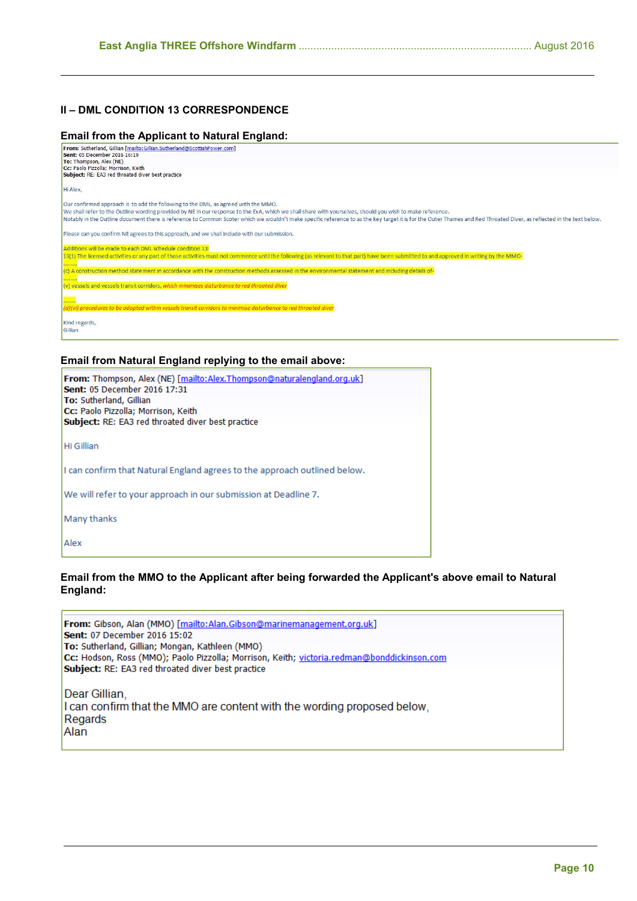## II – DML CONDITION 13 CORRESPONDENCE

### Email from the Applicant to Natural England:

**From:** Sutherland, Gillian [mailto:Gillian.Sutherland@ScottishPower.com]
**Sent:** 05 December 2016 16:19
**To:** Thompson, Alex (NE)
**Cc:** Paolo Pizzolla; Morrison, Keith
**Subject:** RE: EA3 red throated diver best practice

Hi Alex,

Our confirmed approach is to add the following to the DML, as agreed with the MMO.
We shall refer to the Outline wording provided by NE in our response to the ExA, which we shall share with yourselves, should you wish to make reference.
Notably in the Outline document there is reference to Common Scoter which we wouldn't make specific reference to as the key target it is for the Outer Thames and Red Throated Diver, as reflected in the text below.

Please can you confirm NE agrees to this approach, and we shall include with our submission.

Additions will be made to each DML schedule condition 13:
13(1) The licensed activities or any part of those activities must not commence until the following (as relevant to that part) have been submitted to and approved in writing by the MMO-
.........
(c) A construction method statement in accordance with the construction methods assessed in the environmental statement and including details of-
.........
(v) vessels and vessels transit corridors, *which minimises disturbance to red throated diver*

.........
*(d)(vi) procedures to be adopted within vessels transit corridors to minimise disturbance to red throated diver*

Kind regards,
Gillian

### Email from Natural England replying to the email above:

**From:** Thompson, Alex (NE) [mailto:Alex.Thompson@naturalengland.org.uk]
**Sent:** 05 December 2016 17:31
**To:** Sutherland, Gillian
**Cc:** Paolo Pizzolla; Morrison, Keith
**Subject:** RE: EA3 red throated diver best practice

Hi Gillian

I can confirm that Natural England agrees to the approach outlined below.

We will refer to your approach in our submission at Deadline 7.

Many thanks

Alex

### Email from the MMO to the Applicant after being forwarded the Applicant's above email to Natural England:

**From:** Gibson, Alan (MMO) [mailto:Alan.Gibson@marinemanagement.org.uk]
**Sent:** 07 December 2016 15:02
**To:** Sutherland, Gillian; Mongan, Kathleen (MMO)
**Cc:** Hodson, Ross (MMO); Paolo Pizzolla; Morrison, Keith; victoria.redman@bonddickinson.com
**Subject:** RE: EA3 red throated diver best practice

Dear Gillian,
I can confirm that the MMO are content with the wording proposed below,
Regards
Alan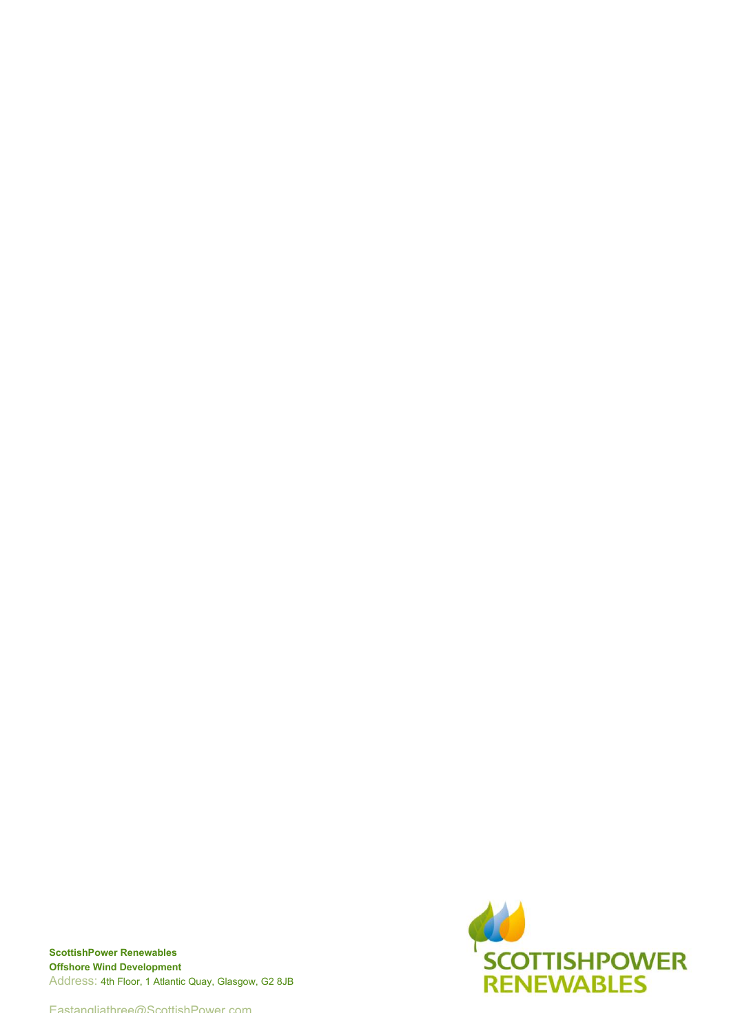**ScottishPower Renewables**
**Offshore Wind Development**
Address: 4th Floor, 1 Atlantic Quay, Glasgow, G2 8JB

Eastangliathree@ScottishPower.com

SCOTTISHPOWER
RENEWABLES